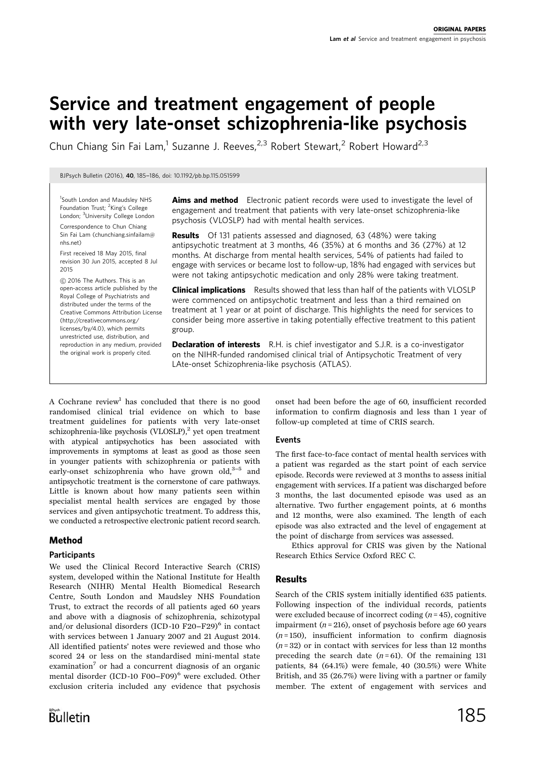# Service and treatment engagement of people with very late-onset schizophrenia-like psychosis

Chun Chiang Sin Fai Lam,[1] Suzanne J. Reeves,[2,3] Robert Stewart,[2] Robert Howard[2,3]

BJPsych Bulletin (2016), **40**, 185–186, doi: 10.1192/pb.bp.115.051599

[1]South London and Maudsley NHS Foundation Trust; [2]King's College London; [3]University College London

Correspondence to Chun Chiang Sin Fai Lam (chunchiang.sinfailam@nhs.net)

First received 18 May 2015, final revision 30 Jun 2015, accepted 8 Jul 2015

© 2016 The Authors. This is an open-access article published by the Royal College of Psychiatrists and distributed under the terms of the Creative Commons Attribution License (http://creativecommons.org/licenses/by/4.0), which permits unrestricted use, distribution, and reproduction in any medium, provided the original work is properly cited.

**Aims and method** Electronic patient records were used to investigate the level of engagement and treatment that patients with very late-onset schizophrenia-like psychosis (VLOSLP) had with mental health services.

**Results** Of 131 patients assessed and diagnosed, 63 (48%) were taking antipsychotic treatment at 3 months, 46 (35%) at 6 months and 36 (27%) at 12 months. At discharge from mental health services, 54% of patients had failed to engage with services or became lost to follow-up, 18% had engaged with services but were not taking antipsychotic medication and only 28% were taking treatment.

**Clinical implications** Results showed that less than half of the patients with VLOSLP were commenced on antipsychotic treatment and less than a third remained on treatment at 1 year or at point of discharge. This highlights the need for services to consider being more assertive in taking potentially effective treatment to this patient group.

**Declaration of interests** R.H. is chief investigator and S.J.R. is a co-investigator on the NIHR-funded randomised clinical trial of Antipsychotic Treatment of very LAte-onset Schizophrenia-like psychosis (ATLAS).

A Cochrane review[1] has concluded that there is no good randomised clinical trial evidence on which to base treatment guidelines for patients with very late-onset schizophrenia-like psychosis (VLOSLP),[2] yet open treatment with atypical antipsychotics has been associated with improvements in symptoms at least as good as those seen in younger patients with schizophrenia or patients with early-onset schizophrenia who have grown old,[3–5] and antipsychotic treatment is the cornerstone of care pathways. Little is known about how many patients seen within specialist mental health services are engaged by those services and given antipsychotic treatment. To address this, we conducted a retrospective electronic patient record search.

## Method

### Participants

We used the Clinical Record Interactive Search (CRIS) system, developed within the National Institute for Health Research (NIHR) Mental Health Biomedical Research Centre, South London and Maudsley NHS Foundation Trust, to extract the records of all patients aged 60 years and above with a diagnosis of schizophrenia, schizotypal and/or delusional disorders (ICD-10 F20–F29)[6] in contact with services between 1 January 2007 and 21 August 2014. All identified patients' notes were reviewed and those who scored 24 or less on the standardised mini-mental state examination[7] or had a concurrent diagnosis of an organic mental disorder (ICD-10 F00–F09)[6] were excluded. Other exclusion criteria included any evidence that psychosis onset had been before the age of 60, insufficient recorded information to confirm diagnosis and less than 1 year of follow-up completed at time of CRIS search.

### Events

The first face-to-face contact of mental health services with a patient was regarded as the start point of each service episode. Records were reviewed at 3 months to assess initial engagement with services. If a patient was discharged before 3 months, the last documented episode was used as an alternative. Two further engagement points, at 6 months and 12 months, were also examined. The length of each episode was also extracted and the level of engagement at the point of discharge from services was assessed.

Ethics approval for CRIS was given by the National Research Ethics Service Oxford REC C.

## Results

Search of the CRIS system initially identified 635 patients. Following inspection of the individual records, patients were excluded because of incorrect coding ($n = 45$), cognitive impairment ($n = 216$), onset of psychosis before age 60 years ($n = 150$), insufficient information to confirm diagnosis ($n = 32$) or in contact with services for less than 12 months preceding the search date ($n = 61$). Of the remaining 131 patients, 84 (64.1%) were female, 40 (30.5%) were White British, and 35 (26.7%) were living with a partner or family member. The extent of engagement with services and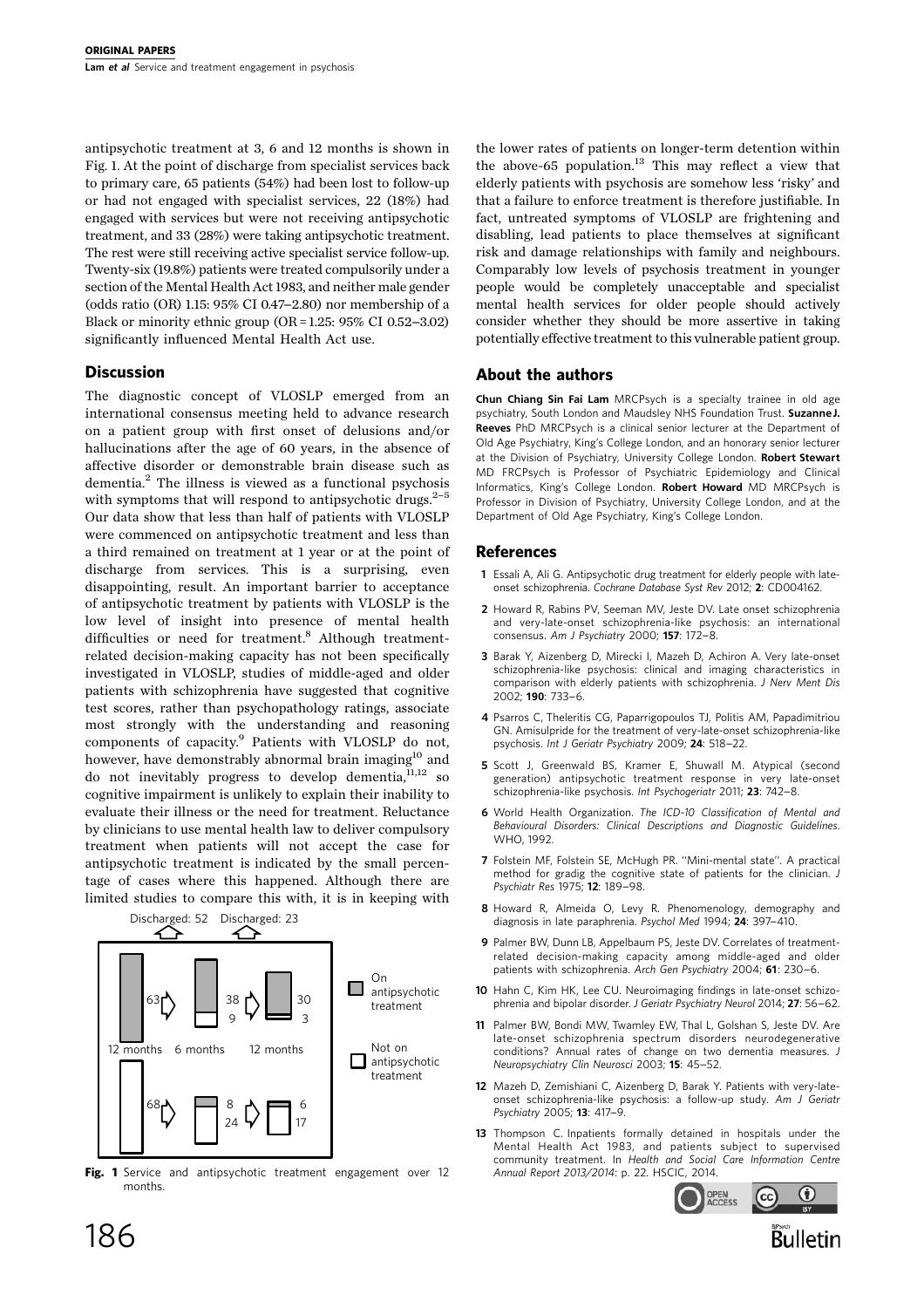antipsychotic treatment at 3, 6 and 12 months is shown in Fig. 1. At the point of discharge from specialist services back to primary care, 65 patients (54%) had been lost to follow-up or had not engaged with specialist services, 22 (18%) had engaged with services but were not receiving antipsychotic treatment, and 33 (28%) were taking antipsychotic treatment. The rest were still receiving active specialist service follow-up. Twenty-six (19.8%) patients were treated compulsorily under a section of the Mental Health Act 1983, and neither male gender (odds ratio (OR) 1.15: 95% CI 0.47–2.80) nor membership of a Black or minority ethnic group (OR = 1.25: 95% CI 0.52–3.02) significantly influenced Mental Health Act use.

## Discussion

The diagnostic concept of VLOSLP emerged from an international consensus meeting held to advance research on a patient group with first onset of delusions and/or hallucinations after the age of 60 years, in the absence of affective disorder or demonstrable brain disease such as dementia.[2] The illness is viewed as a functional psychosis with symptoms that will respond to antipsychotic drugs.[2–5] Our data show that less than half of patients with VLOSLP were commenced on antipsychotic treatment and less than a third remained on treatment at 1 year or at the point of discharge from services. This is a surprising, even disappointing, result. An important barrier to acceptance of antipsychotic treatment by patients with VLOSLP is the low level of insight into presence of mental health difficulties or need for treatment.[8] Although treatment-related decision-making capacity has not been specifically investigated in VLOSLP, studies of middle-aged and older patients with schizophrenia have suggested that cognitive test scores, rather than psychopathology ratings, associate most strongly with the understanding and reasoning components of capacity.[9] Patients with VLOSLP do not, however, have demonstrably abnormal brain imaging[10] and do not inevitably progress to develop dementia,[11,12] so cognitive impairment is unlikely to explain their inability to evaluate their illness or the need for treatment. Reluctance by clinicians to use mental health law to deliver compulsory treatment when patients will not accept the case for antipsychotic treatment is indicated by the small percentage of cases where this happened. Although there are limited studies to compare this with, it is in keeping with the lower rates of patients on longer-term detention within the above-65 population.[13] This may reflect a view that elderly patients with psychosis are somehow less 'risky' and that a failure to enforce treatment is therefore justifiable. In fact, untreated symptoms of VLOSLP are frightening and disabling, lead patients to place themselves at significant risk and damage relationships with family and neighbours. Comparably low levels of psychosis treatment in younger people would be completely unacceptable and specialist mental health services for older people should actively consider whether they should be more assertive in taking potentially effective treatment to this vulnerable patient group.

Discharged: 52
Discharged: 23
63
38
9
30
3
12 months
6 months
12 months
68
8
24
6
17
On antipsychotic treatment
Not on antipsychotic treatment

**Fig. 1** Service and antipsychotic treatment engagement over 12 months.

## About the authors

**Chun Chiang Sin Fai Lam** MRCPsych is a specialty trainee in old age psychiatry, South London and Maudsley NHS Foundation Trust. **Suzanne J. Reeves** PhD MRCPsych is a clinical senior lecturer at the Department of Old Age Psychiatry, King's College London, and an honorary senior lecturer at the Division of Psychiatry, University College London. **Robert Stewart** MD FRCPsych is Professor of Psychiatric Epidemiology and Clinical Informatics, King's College London. **Robert Howard** MD MRCPsych is Professor in Division of Psychiatry, University College London, and at the Department of Old Age Psychiatry, King's College London.

## References

1. Essali A, Ali G. Antipsychotic drug treatment for elderly people with late-onset schizophrenia. *Cochrane Database Syst Rev* 2012; **2**: CD004162.
2. Howard R, Rabins PV, Seeman MV, Jeste DV. Late onset schizophrenia and very-late-onset schizophrenia-like psychosis: an international consensus. *Am J Psychiatry* 2000; **157**: 172–8.
3. Barak Y, Aizenberg D, Mirecki I, Mazeh D, Achiron A. Very late-onset schizophrenia-like psychosis: clinical and imaging characteristics in comparison with elderly patients with schizophrenia. *J Nerv Ment Dis* 2002; **190**: 733–6.
4. Psarros C, Theleritis CG, Paparrigopoulos TJ, Politis AM, Papadimitriou GN. Amisulpride for the treatment of very-late-onset schizophrenia-like psychosis. *Int J Geriatr Psychiatry* 2009; **24**: 518–22.
5. Scott J, Greenwald BS, Kramer E, Shuwall M. Atypical (second generation) antipsychotic treatment response in very late-onset schizophrenia-like psychosis. *Int Psychogeriatr* 2011; **23**: 742–8.
6. World Health Organization. *The ICD-10 Classification of Mental and Behavioural Disorders: Clinical Descriptions and Diagnostic Guidelines*. WHO, 1992.
7. Folstein MF, Folstein SE, McHugh PR. ''Mini-mental state''. A practical method for gradig the cognitive state of patients for the clinician. *J Psychiatr Res* 1975; **12**: 189–98.
8. Howard R, Almeida O, Levy R. Phenomenology, demography and diagnosis in late paraphrenia. *Psychol Med* 1994; **24**: 397–410.
9. Palmer BW, Dunn LB, Appelbaum PS, Jeste DV. Correlates of treatment-related decision-making capacity among middle-aged and older patients with schizophrenia. *Arch Gen Psychiatry* 2004; **61**: 230–6.
10. Hahn C, Kim HK, Lee CU. Neuroimaging findings in late-onset schizophrenia and bipolar disorder. *J Geriatr Psychiatry Neurol* 2014; **27**: 56–62.
11. Palmer BW, Bondi MW, Twamley EW, Thal L, Golshan S, Jeste DV. Are late-onset schizophrenia spectrum disorders neurodegenerative conditions? Annual rates of change on two dementia measures. *J Neuropsychiatry Clin Neurosci* 2003; **15**: 45–52.
12. Mazeh D, Zemishiani C, Aizenberg D, Barak Y. Patients with very-late-onset schizophrenia-like psychosis: a follow-up study. *Am J Geriatr Psychiatry* 2005; **13**: 417–9.
13. Thompson C. Inpatients formally detained in hospitals under the Mental Health Act 1983, and patients subject to supervised community treatment. In *Health and Social Care Information Centre Annual Report 2013/2014*: p. 22. HSCIC, 2014.